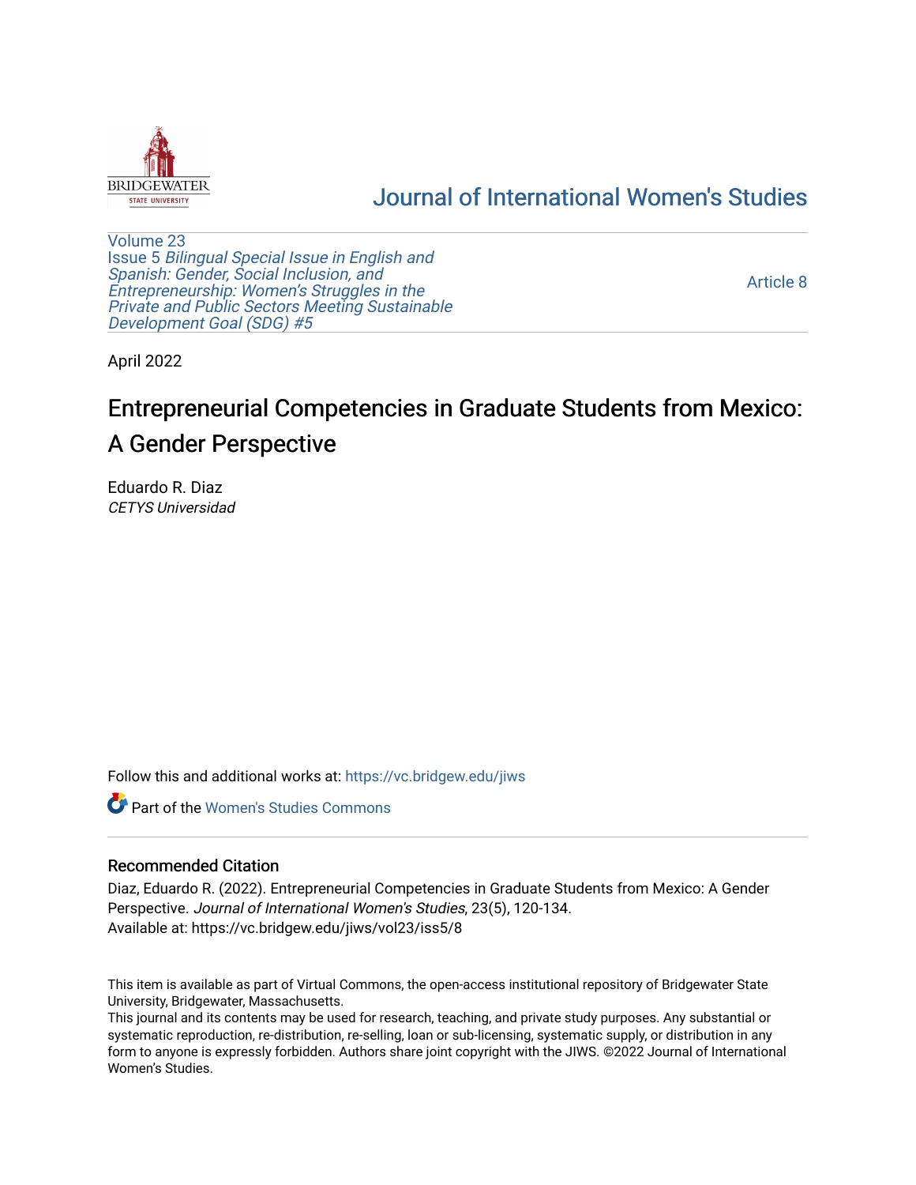[Journal of International Women's Studies](https://vc.bridgew.edu/jiws)

Volume 23
Issue 5 *Bilingual Special Issue in English and Spanish: Gender, Social Inclusion, and Entrepreneurship: Women's Struggles in the Private and Public Sectors Meeting Sustainable Development Goal (SDG) #5*

Article 8

April 2022

# Entrepreneurial Competencies in Graduate Students from Mexico: A Gender Perspective

Eduardo R. Diaz
*CETYS Universidad*

Follow this and additional works at: https://vc.bridgew.edu/jiws

Part of the Women's Studies Commons

## Recommended Citation

Diaz, Eduardo R. (2022). Entrepreneurial Competencies in Graduate Students from Mexico: A Gender Perspective. *Journal of International Women's Studies*, 23(5), 120-134.
Available at: https://vc.bridgew.edu/jiws/vol23/iss5/8

This item is available as part of Virtual Commons, the open-access institutional repository of Bridgewater State University, Bridgewater, Massachusetts.
This journal and its contents may be used for research, teaching, and private study purposes. Any substantial or systematic reproduction, re-distribution, re-selling, loan or sub-licensing, systematic supply, or distribution in any form to anyone is expressly forbidden. Authors share joint copyright with the JIWS. ©2022 Journal of International Women's Studies.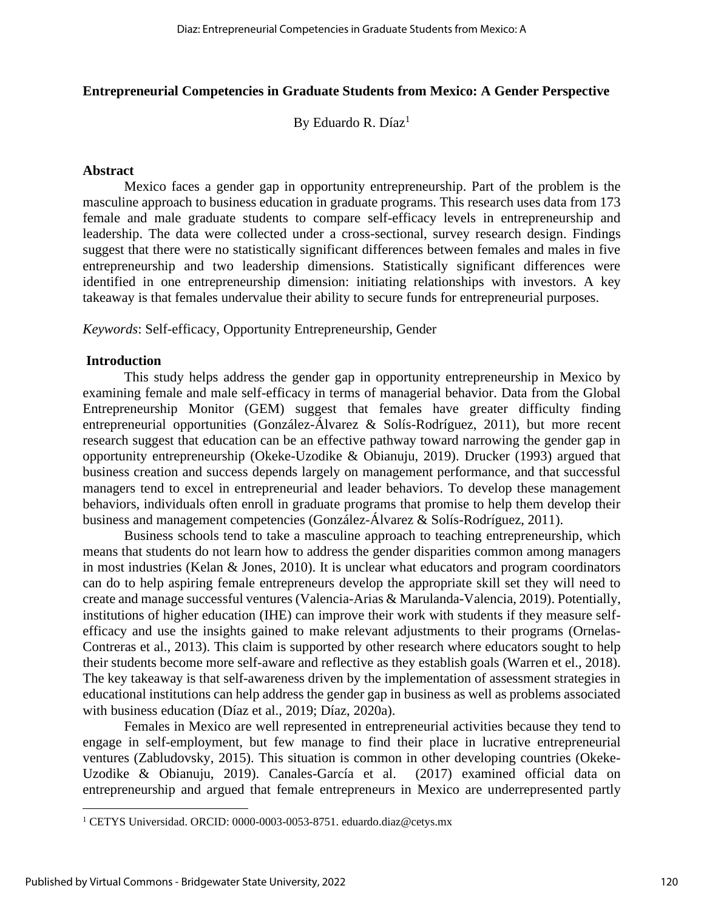**Entrepreneurial Competencies in Graduate Students from Mexico: A Gender Perspective**

By Eduardo R. Díaz[1]

## Abstract

Mexico faces a gender gap in opportunity entrepreneurship. Part of the problem is the masculine approach to business education in graduate programs. This research uses data from 173 female and male graduate students to compare self-efficacy levels in entrepreneurship and leadership. The data were collected under a cross-sectional, survey research design. Findings suggest that there were no statistically significant differences between females and males in five entrepreneurship and two leadership dimensions. Statistically significant differences were identified in one entrepreneurship dimension: initiating relationships with investors. A key takeaway is that females undervalue their ability to secure funds for entrepreneurial purposes.

*Keywords*: Self-efficacy, Opportunity Entrepreneurship, Gender

## Introduction

This study helps address the gender gap in opportunity entrepreneurship in Mexico by examining female and male self-efficacy in terms of managerial behavior. Data from the Global Entrepreneurship Monitor (GEM) suggest that females have greater difficulty finding entrepreneurial opportunities (González-Álvarez & Solís-Rodríguez, 2011), but more recent research suggest that education can be an effective pathway toward narrowing the gender gap in opportunity entrepreneurship (Okeke-Uzodike & Obianuju, 2019). Drucker (1993) argued that business creation and success depends largely on management performance, and that successful managers tend to excel in entrepreneurial and leader behaviors. To develop these management behaviors, individuals often enroll in graduate programs that promise to help them develop their business and management competencies (González-Álvarez & Solís-Rodríguez, 2011).

Business schools tend to take a masculine approach to teaching entrepreneurship, which means that students do not learn how to address the gender disparities common among managers in most industries (Kelan & Jones, 2010). It is unclear what educators and program coordinators can do to help aspiring female entrepreneurs develop the appropriate skill set they will need to create and manage successful ventures (Valencia-Arias & Marulanda-Valencia, 2019). Potentially, institutions of higher education (IHE) can improve their work with students if they measure self-efficacy and use the insights gained to make relevant adjustments to their programs (Ornelas-Contreras et al., 2013). This claim is supported by other research where educators sought to help their students become more self-aware and reflective as they establish goals (Warren et el., 2018). The key takeaway is that self-awareness driven by the implementation of assessment strategies in educational institutions can help address the gender gap in business as well as problems associated with business education (Díaz et al., 2019; Díaz, 2020a).

Females in Mexico are well represented in entrepreneurial activities because they tend to engage in self-employment, but few manage to find their place in lucrative entrepreneurial ventures (Zabludovsky, 2015). This situation is common in other developing countries (Okeke-Uzodike & Obianuju, 2019). Canales-García et al. (2017) examined official data on entrepreneurship and argued that female entrepreneurs in Mexico are underrepresented partly

[1] CETYS Universidad. ORCID: 0000-0003-0053-8751. eduardo.diaz@cetys.mx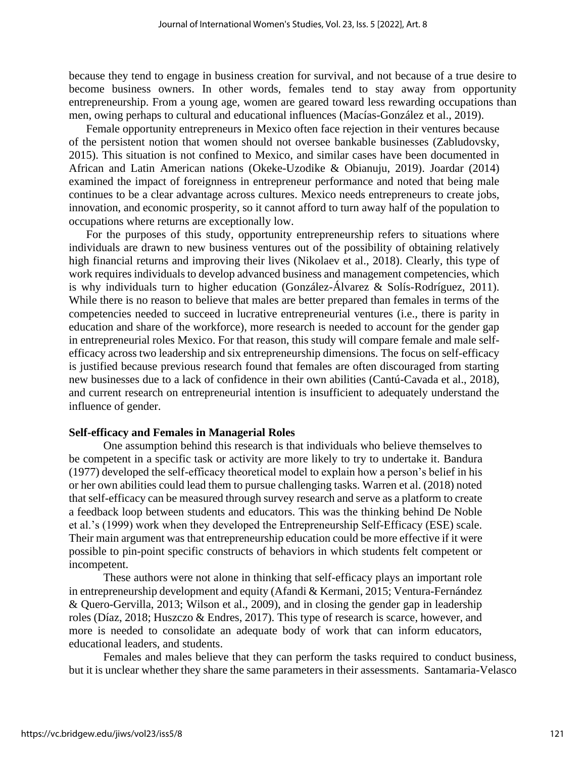because they tend to engage in business creation for survival, and not because of a true desire to become business owners. In other words, females tend to stay away from opportunity entrepreneurship. From a young age, women are geared toward less rewarding occupations than men, owing perhaps to cultural and educational influences (Macías-González et al., 2019).

Female opportunity entrepreneurs in Mexico often face rejection in their ventures because of the persistent notion that women should not oversee bankable businesses (Zabludovsky, 2015). This situation is not confined to Mexico, and similar cases have been documented in African and Latin American nations (Okeke-Uzodike & Obianuju, 2019). Joardar (2014) examined the impact of foreignness in entrepreneur performance and noted that being male continues to be a clear advantage across cultures. Mexico needs entrepreneurs to create jobs, innovation, and economic prosperity, so it cannot afford to turn away half of the population to occupations where returns are exceptionally low.

For the purposes of this study, opportunity entrepreneurship refers to situations where individuals are drawn to new business ventures out of the possibility of obtaining relatively high financial returns and improving their lives (Nikolaev et al., 2018). Clearly, this type of work requires individuals to develop advanced business and management competencies, which is why individuals turn to higher education (González-Álvarez & Solís-Rodríguez, 2011). While there is no reason to believe that males are better prepared than females in terms of the competencies needed to succeed in lucrative entrepreneurial ventures (i.e., there is parity in education and share of the workforce), more research is needed to account for the gender gap in entrepreneurial roles Mexico. For that reason, this study will compare female and male self-efficacy across two leadership and six entrepreneurship dimensions. The focus on self-efficacy is justified because previous research found that females are often discouraged from starting new businesses due to a lack of confidence in their own abilities (Cantú-Cavada et al., 2018), and current research on entrepreneurial intention is insufficient to adequately understand the influence of gender.

## Self-efficacy and Females in Managerial Roles

One assumption behind this research is that individuals who believe themselves to be competent in a specific task or activity are more likely to try to undertake it. Bandura (1977) developed the self-efficacy theoretical model to explain how a person's belief in his or her own abilities could lead them to pursue challenging tasks. Warren et al. (2018) noted that self-efficacy can be measured through survey research and serve as a platform to create a feedback loop between students and educators. This was the thinking behind De Noble et al.'s (1999) work when they developed the Entrepreneurship Self-Efficacy (ESE) scale. Their main argument was that entrepreneurship education could be more effective if it were possible to pin-point specific constructs of behaviors in which students felt competent or incompetent.

These authors were not alone in thinking that self-efficacy plays an important role in entrepreneurship development and equity (Afandi & Kermani, 2015; Ventura-Fernández & Quero-Gervilla, 2013; Wilson et al., 2009), and in closing the gender gap in leadership roles (Díaz, 2018; Huszczo & Endres, 2017). This type of research is scarce, however, and more is needed to consolidate an adequate body of work that can inform educators, educational leaders, and students.

Females and males believe that they can perform the tasks required to conduct business, but it is unclear whether they share the same parameters in their assessments. Santamaria-Velasco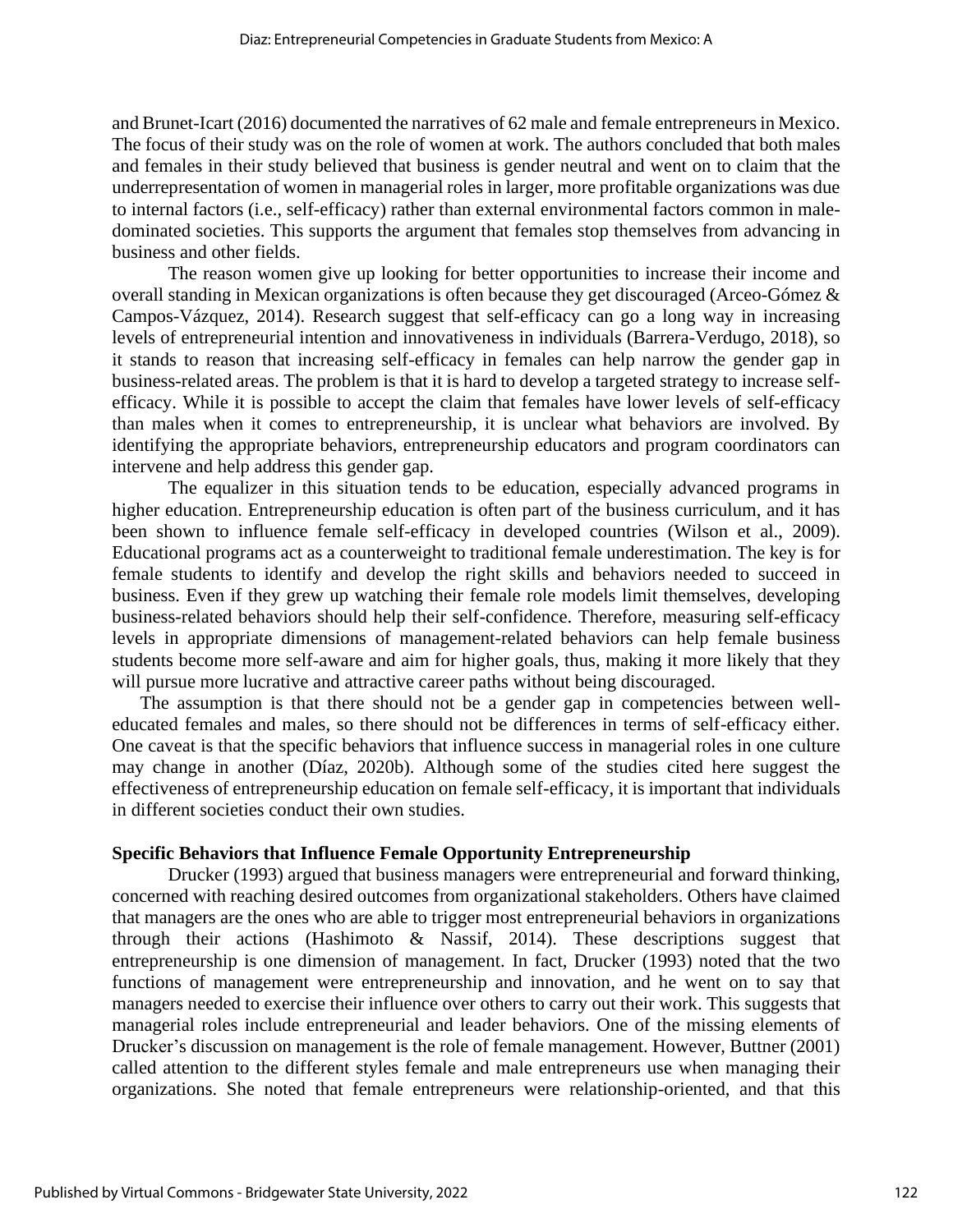and Brunet-Icart (2016) documented the narratives of 62 male and female entrepreneurs in Mexico. The focus of their study was on the role of women at work. The authors concluded that both males and females in their study believed that business is gender neutral and went on to claim that the underrepresentation of women in managerial roles in larger, more profitable organizations was due to internal factors (i.e., self-efficacy) rather than external environmental factors common in male-dominated societies. This supports the argument that females stop themselves from advancing in business and other fields.

The reason women give up looking for better opportunities to increase their income and overall standing in Mexican organizations is often because they get discouraged (Arceo-Gómez & Campos-Vázquez, 2014). Research suggest that self-efficacy can go a long way in increasing levels of entrepreneurial intention and innovativeness in individuals (Barrera-Verdugo, 2018), so it stands to reason that increasing self-efficacy in females can help narrow the gender gap in business-related areas. The problem is that it is hard to develop a targeted strategy to increase self-efficacy. While it is possible to accept the claim that females have lower levels of self-efficacy than males when it comes to entrepreneurship, it is unclear what behaviors are involved. By identifying the appropriate behaviors, entrepreneurship educators and program coordinators can intervene and help address this gender gap.

The equalizer in this situation tends to be education, especially advanced programs in higher education. Entrepreneurship education is often part of the business curriculum, and it has been shown to influence female self-efficacy in developed countries (Wilson et al., 2009). Educational programs act as a counterweight to traditional female underestimation. The key is for female students to identify and develop the right skills and behaviors needed to succeed in business. Even if they grew up watching their female role models limit themselves, developing business-related behaviors should help their self-confidence. Therefore, measuring self-efficacy levels in appropriate dimensions of management-related behaviors can help female business students become more self-aware and aim for higher goals, thus, making it more likely that they will pursue more lucrative and attractive career paths without being discouraged.

The assumption is that there should not be a gender gap in competencies between well-educated females and males, so there should not be differences in terms of self-efficacy either. One caveat is that the specific behaviors that influence success in managerial roles in one culture may change in another (Díaz, 2020b). Although some of the studies cited here suggest the effectiveness of entrepreneurship education on female self-efficacy, it is important that individuals in different societies conduct their own studies.

**Specific Behaviors that Influence Female Opportunity Entrepreneurship**

Drucker (1993) argued that business managers were entrepreneurial and forward thinking, concerned with reaching desired outcomes from organizational stakeholders. Others have claimed that managers are the ones who are able to trigger most entrepreneurial behaviors in organizations through their actions (Hashimoto & Nassif, 2014). These descriptions suggest that entrepreneurship is one dimension of management. In fact, Drucker (1993) noted that the two functions of management were entrepreneurship and innovation, and he went on to say that managers needed to exercise their influence over others to carry out their work. This suggests that managerial roles include entrepreneurial and leader behaviors. One of the missing elements of Drucker's discussion on management is the role of female management. However, Buttner (2001) called attention to the different styles female and male entrepreneurs use when managing their organizations. She noted that female entrepreneurs were relationship-oriented, and that this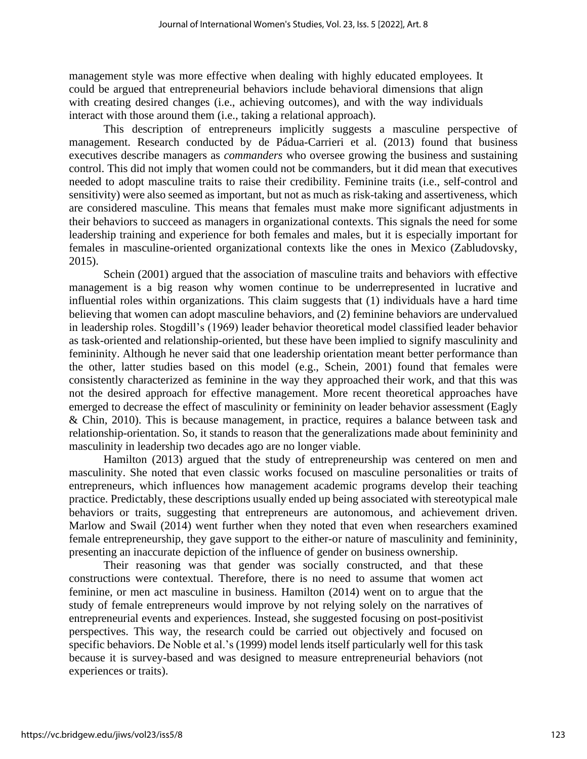management style was more effective when dealing with highly educated employees. It could be argued that entrepreneurial behaviors include behavioral dimensions that align with creating desired changes (i.e., achieving outcomes), and with the way individuals interact with those around them (i.e., taking a relational approach).

This description of entrepreneurs implicitly suggests a masculine perspective of management. Research conducted by de Pádua-Carrieri et al. (2013) found that business executives describe managers as *commanders* who oversee growing the business and sustaining control. This did not imply that women could not be commanders, but it did mean that executives needed to adopt masculine traits to raise their credibility. Feminine traits (i.e., self-control and sensitivity) were also seemed as important, but not as much as risk-taking and assertiveness, which are considered masculine. This means that females must make more significant adjustments in their behaviors to succeed as managers in organizational contexts. This signals the need for some leadership training and experience for both females and males, but it is especially important for females in masculine-oriented organizational contexts like the ones in Mexico (Zabludovsky, 2015).

Schein (2001) argued that the association of masculine traits and behaviors with effective management is a big reason why women continue to be underrepresented in lucrative and influential roles within organizations. This claim suggests that (1) individuals have a hard time believing that women can adopt masculine behaviors, and (2) feminine behaviors are undervalued in leadership roles. Stogdill's (1969) leader behavior theoretical model classified leader behavior as task-oriented and relationship-oriented, but these have been implied to signify masculinity and femininity. Although he never said that one leadership orientation meant better performance than the other, latter studies based on this model (e.g., Schein, 2001) found that females were consistently characterized as feminine in the way they approached their work, and that this was not the desired approach for effective management. More recent theoretical approaches have emerged to decrease the effect of masculinity or femininity on leader behavior assessment (Eagly & Chin, 2010). This is because management, in practice, requires a balance between task and relationship-orientation. So, it stands to reason that the generalizations made about femininity and masculinity in leadership two decades ago are no longer viable.

Hamilton (2013) argued that the study of entrepreneurship was centered on men and masculinity. She noted that even classic works focused on masculine personalities or traits of entrepreneurs, which influences how management academic programs develop their teaching practice. Predictably, these descriptions usually ended up being associated with stereotypical male behaviors or traits, suggesting that entrepreneurs are autonomous, and achievement driven. Marlow and Swail (2014) went further when they noted that even when researchers examined female entrepreneurship, they gave support to the either-or nature of masculinity and femininity, presenting an inaccurate depiction of the influence of gender on business ownership.

Their reasoning was that gender was socially constructed, and that these constructions were contextual. Therefore, there is no need to assume that women act feminine, or men act masculine in business. Hamilton (2014) went on to argue that the study of female entrepreneurs would improve by not relying solely on the narratives of entrepreneurial events and experiences. Instead, she suggested focusing on post-positivist perspectives. This way, the research could be carried out objectively and focused on specific behaviors. De Noble et al.'s (1999) model lends itself particularly well for this task because it is survey-based and was designed to measure entrepreneurial behaviors (not experiences or traits).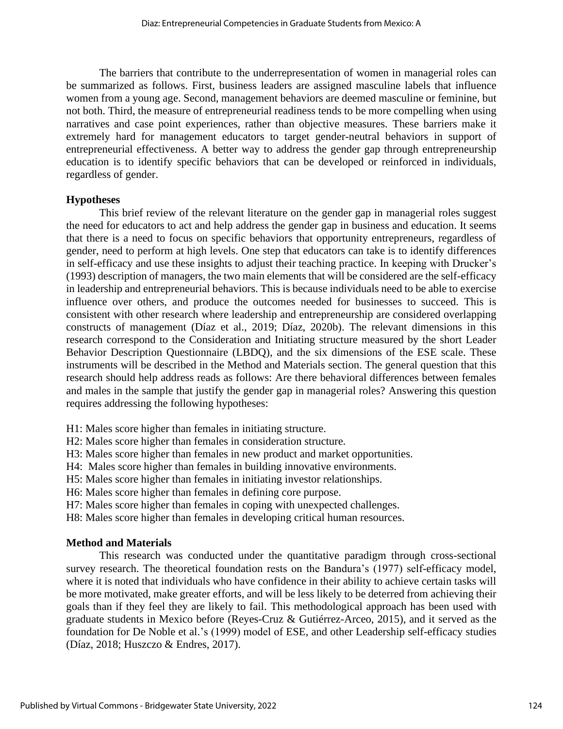The barriers that contribute to the underrepresentation of women in managerial roles can be summarized as follows. First, business leaders are assigned masculine labels that influence women from a young age. Second, management behaviors are deemed masculine or feminine, but not both. Third, the measure of entrepreneurial readiness tends to be more compelling when using narratives and case point experiences, rather than objective measures. These barriers make it extremely hard for management educators to target gender-neutral behaviors in support of entrepreneurial effectiveness. A better way to address the gender gap through entrepreneurship education is to identify specific behaviors that can be developed or reinforced in individuals, regardless of gender.

## Hypotheses

This brief review of the relevant literature on the gender gap in managerial roles suggest the need for educators to act and help address the gender gap in business and education. It seems that there is a need to focus on specific behaviors that opportunity entrepreneurs, regardless of gender, need to perform at high levels. One step that educators can take is to identify differences in self-efficacy and use these insights to adjust their teaching practice. In keeping with Drucker's (1993) description of managers, the two main elements that will be considered are the self-efficacy in leadership and entrepreneurial behaviors. This is because individuals need to be able to exercise influence over others, and produce the outcomes needed for businesses to succeed. This is consistent with other research where leadership and entrepreneurship are considered overlapping constructs of management (Díaz et al., 2019; Díaz, 2020b). The relevant dimensions in this research correspond to the Consideration and Initiating structure measured by the short Leader Behavior Description Questionnaire (LBDQ), and the six dimensions of the ESE scale. These instruments will be described in the Method and Materials section. The general question that this research should help address reads as follows: Are there behavioral differences between females and males in the sample that justify the gender gap in managerial roles? Answering this question requires addressing the following hypotheses:

H1: Males score higher than females in initiating structure.
H2: Males score higher than females in consideration structure.
H3: Males score higher than females in new product and market opportunities.
H4: Males score higher than females in building innovative environments.
H5: Males score higher than females in initiating investor relationships.
H6: Males score higher than females in defining core purpose.
H7: Males score higher than females in coping with unexpected challenges.
H8: Males score higher than females in developing critical human resources.

## Method and Materials

This research was conducted under the quantitative paradigm through cross-sectional survey research. The theoretical foundation rests on the Bandura's (1977) self-efficacy model, where it is noted that individuals who have confidence in their ability to achieve certain tasks will be more motivated, make greater efforts, and will be less likely to be deterred from achieving their goals than if they feel they are likely to fail. This methodological approach has been used with graduate students in Mexico before (Reyes-Cruz & Gutiérrez-Arceo, 2015), and it served as the foundation for De Noble et al.'s (1999) model of ESE, and other Leadership self-efficacy studies (Díaz, 2018; Huszczo & Endres, 2017).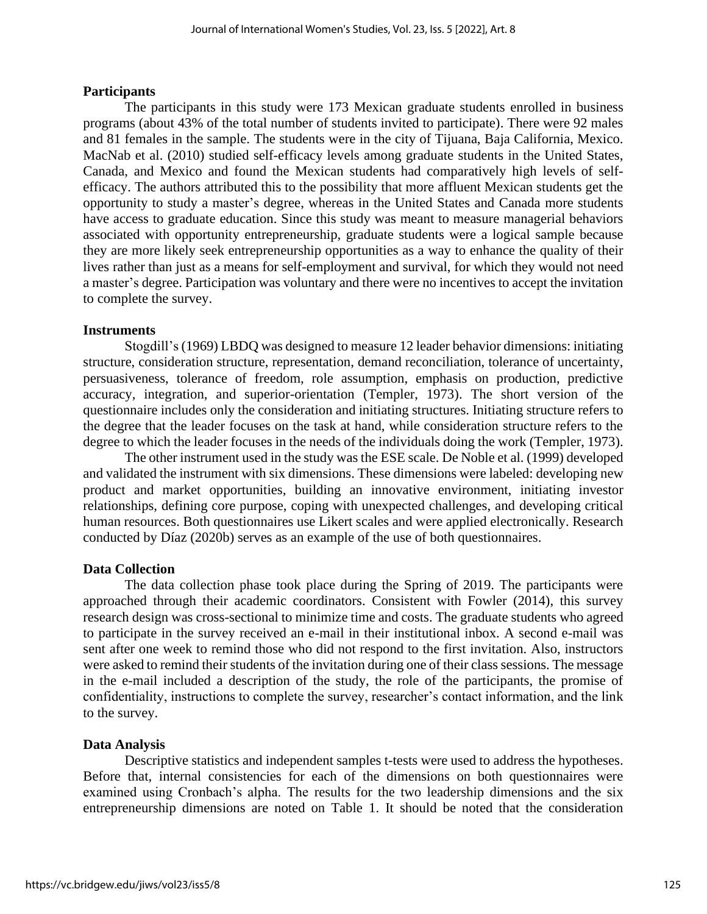### Participants

The participants in this study were 173 Mexican graduate students enrolled in business programs (about 43% of the total number of students invited to participate). There were 92 males and 81 females in the sample. The students were in the city of Tijuana, Baja California, Mexico. MacNab et al. (2010) studied self-efficacy levels among graduate students in the United States, Canada, and Mexico and found the Mexican students had comparatively high levels of self-efficacy. The authors attributed this to the possibility that more affluent Mexican students get the opportunity to study a master's degree, whereas in the United States and Canada more students have access to graduate education. Since this study was meant to measure managerial behaviors associated with opportunity entrepreneurship, graduate students were a logical sample because they are more likely seek entrepreneurship opportunities as a way to enhance the quality of their lives rather than just as a means for self-employment and survival, for which they would not need a master's degree. Participation was voluntary and there were no incentives to accept the invitation to complete the survey.

### Instruments

Stogdill's (1969) LBDQ was designed to measure 12 leader behavior dimensions: initiating structure, consideration structure, representation, demand reconciliation, tolerance of uncertainty, persuasiveness, tolerance of freedom, role assumption, emphasis on production, predictive accuracy, integration, and superior-orientation (Templer, 1973). The short version of the questionnaire includes only the consideration and initiating structures. Initiating structure refers to the degree that the leader focuses on the task at hand, while consideration structure refers to the degree to which the leader focuses in the needs of the individuals doing the work (Templer, 1973).

The other instrument used in the study was the ESE scale. De Noble et al. (1999) developed and validated the instrument with six dimensions. These dimensions were labeled: developing new product and market opportunities, building an innovative environment, initiating investor relationships, defining core purpose, coping with unexpected challenges, and developing critical human resources. Both questionnaires use Likert scales and were applied electronically. Research conducted by Díaz (2020b) serves as an example of the use of both questionnaires.

### Data Collection

The data collection phase took place during the Spring of 2019. The participants were approached through their academic coordinators. Consistent with Fowler (2014), this survey research design was cross-sectional to minimize time and costs. The graduate students who agreed to participate in the survey received an e-mail in their institutional inbox. A second e-mail was sent after one week to remind those who did not respond to the first invitation. Also, instructors were asked to remind their students of the invitation during one of their class sessions. The message in the e-mail included a description of the study, the role of the participants, the promise of confidentiality, instructions to complete the survey, researcher's contact information, and the link to the survey.

### Data Analysis

Descriptive statistics and independent samples t-tests were used to address the hypotheses. Before that, internal consistencies for each of the dimensions on both questionnaires were examined using Cronbach's alpha. The results for the two leadership dimensions and the six entrepreneurship dimensions are noted on Table 1. It should be noted that the consideration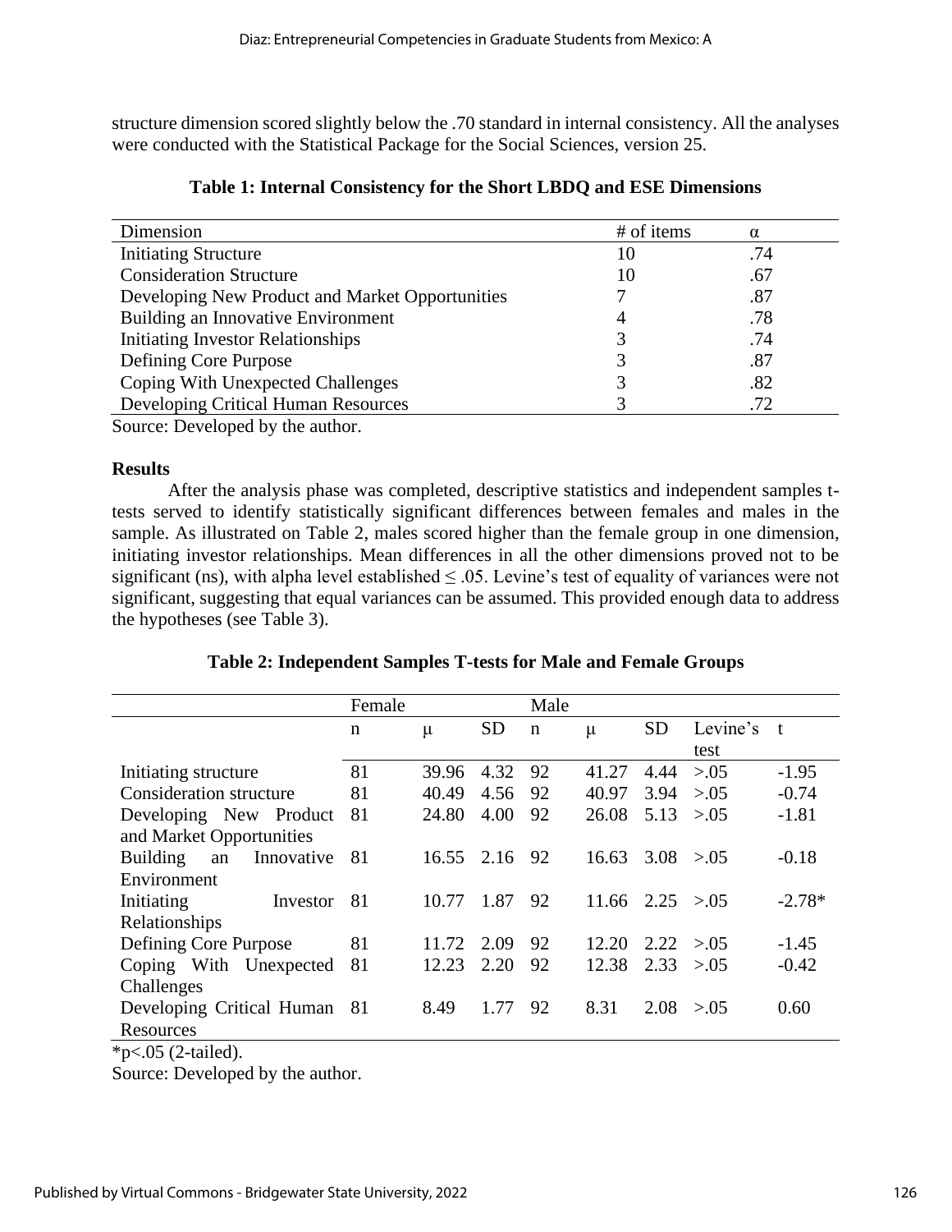structure dimension scored slightly below the .70 standard in internal consistency. All the analyses were conducted with the Statistical Package for the Social Sciences, version 25.

**Table 1: Internal Consistency for the Short LBDQ and ESE Dimensions**

| Dimension | # of items | α |
|---|---|---|
| Initiating Structure | 10 | .74 |
| Consideration Structure | 10 | .67 |
| Developing New Product and Market Opportunities | 7 | .87 |
| Building an Innovative Environment | 4 | .78 |
| Initiating Investor Relationships | 3 | .74 |
| Defining Core Purpose | 3 | .87 |
| Coping With Unexpected Challenges | 3 | .82 |
| Developing Critical Human Resources | 3 | .72 |

Source: Developed by the author.

**Results**

After the analysis phase was completed, descriptive statistics and independent samples t-tests served to identify statistically significant differences between females and males in the sample. As illustrated on Table 2, males scored higher than the female group in one dimension, initiating investor relationships. Mean differences in all the other dimensions proved not to be significant (ns), with alpha level established ≤ .05. Levine's test of equality of variances were not significant, suggesting that equal variances can be assumed. This provided enough data to address the hypotheses (see Table 3).

**Table 2: Independent Samples T-tests for Male and Female Groups**

| | Female | | | Male | | | | |
|---|---|---|---|---|---|---|---|---|
| | n | μ | SD | n | μ | SD | Levine's test | t |
| Initiating structure | 81 | 39.96 | 4.32 | 92 | 41.27 | 4.44 | >.05 | -1.95 |
| Consideration structure | 81 | 40.49 | 4.56 | 92 | 40.97 | 3.94 | >.05 | -0.74 |
| Developing New Product and Market Opportunities | 81 | 24.80 | 4.00 | 92 | 26.08 | 5.13 | >.05 | -1.81 |
| Building an Innovative Environment | 81 | 16.55 | 2.16 | 92 | 16.63 | 3.08 | >.05 | -0.18 |
| Initiating Investor Relationships | 81 | 10.77 | 1.87 | 92 | 11.66 | 2.25 | >.05 | -2.78* |
| Defining Core Purpose | 81 | 11.72 | 2.09 | 92 | 12.20 | 2.22 | >.05 | -1.45 |
| Coping With Unexpected Challenges | 81 | 12.23 | 2.20 | 92 | 12.38 | 2.33 | >.05 | -0.42 |
| Developing Critical Human Resources | 81 | 8.49 | 1.77 | 92 | 8.31 | 2.08 | >.05 | 0.60 |

*p<.05 (2-tailed).

Source: Developed by the author.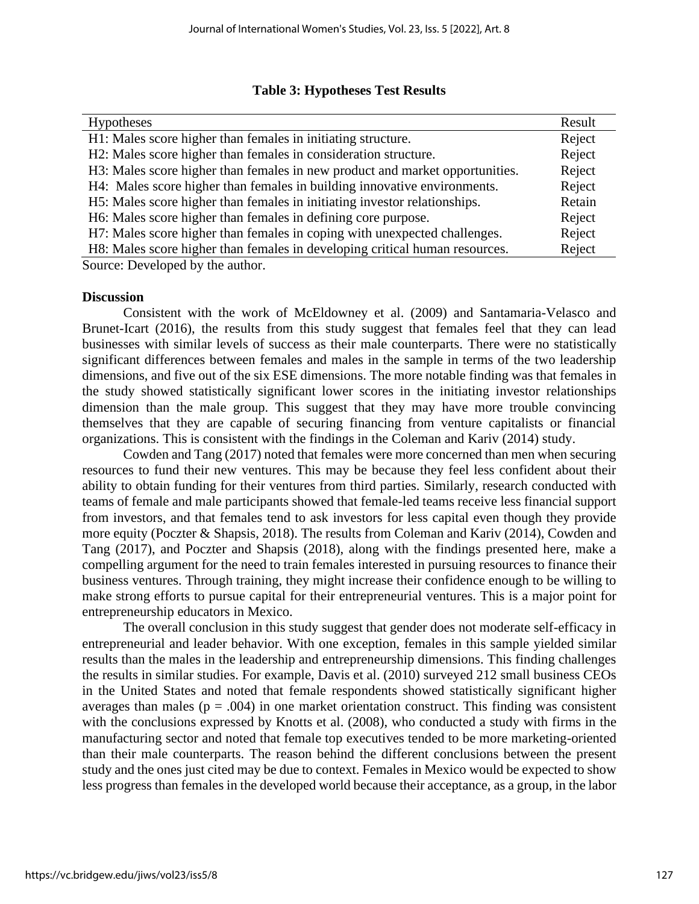**Table 3: Hypotheses Test Results**

| Hypotheses | Result |
|---|---|
| H1: Males score higher than females in initiating structure. | Reject |
| H2: Males score higher than females in consideration structure. | Reject |
| H3: Males score higher than females in new product and market opportunities. | Reject |
| H4: Males score higher than females in building innovative environments. | Reject |
| H5: Males score higher than females in initiating investor relationships. | Retain |
| H6: Males score higher than females in defining core purpose. | Reject |
| H7: Males score higher than females in coping with unexpected challenges. | Reject |
| H8: Males score higher than females in developing critical human resources. | Reject |

Source: Developed by the author.

## Discussion

Consistent with the work of McEldowney et al. (2009) and Santamaria-Velasco and Brunet-Icart (2016), the results from this study suggest that females feel that they can lead businesses with similar levels of success as their male counterparts. There were no statistically significant differences between females and males in the sample in terms of the two leadership dimensions, and five out of the six ESE dimensions. The more notable finding was that females in the study showed statistically significant lower scores in the initiating investor relationships dimension than the male group. This suggest that they may have more trouble convincing themselves that they are capable of securing financing from venture capitalists or financial organizations. This is consistent with the findings in the Coleman and Kariv (2014) study.

Cowden and Tang (2017) noted that females were more concerned than men when securing resources to fund their new ventures. This may be because they feel less confident about their ability to obtain funding for their ventures from third parties. Similarly, research conducted with teams of female and male participants showed that female-led teams receive less financial support from investors, and that females tend to ask investors for less capital even though they provide more equity (Poczter & Shapsis, 2018). The results from Coleman and Kariv (2014), Cowden and Tang (2017), and Poczter and Shapsis (2018), along with the findings presented here, make a compelling argument for the need to train females interested in pursuing resources to finance their business ventures. Through training, they might increase their confidence enough to be willing to make strong efforts to pursue capital for their entrepreneurial ventures. This is a major point for entrepreneurship educators in Mexico.

The overall conclusion in this study suggest that gender does not moderate self-efficacy in entrepreneurial and leader behavior. With one exception, females in this sample yielded similar results than the males in the leadership and entrepreneurship dimensions. This finding challenges the results in similar studies. For example, Davis et al. (2010) surveyed 212 small business CEOs in the United States and noted that female respondents showed statistically significant higher averages than males ($p = .004$) in one market orientation construct. This finding was consistent with the conclusions expressed by Knotts et al. (2008), who conducted a study with firms in the manufacturing sector and noted that female top executives tended to be more marketing-oriented than their male counterparts. The reason behind the different conclusions between the present study and the ones just cited may be due to context. Females in Mexico would be expected to show less progress than females in the developed world because their acceptance, as a group, in the labor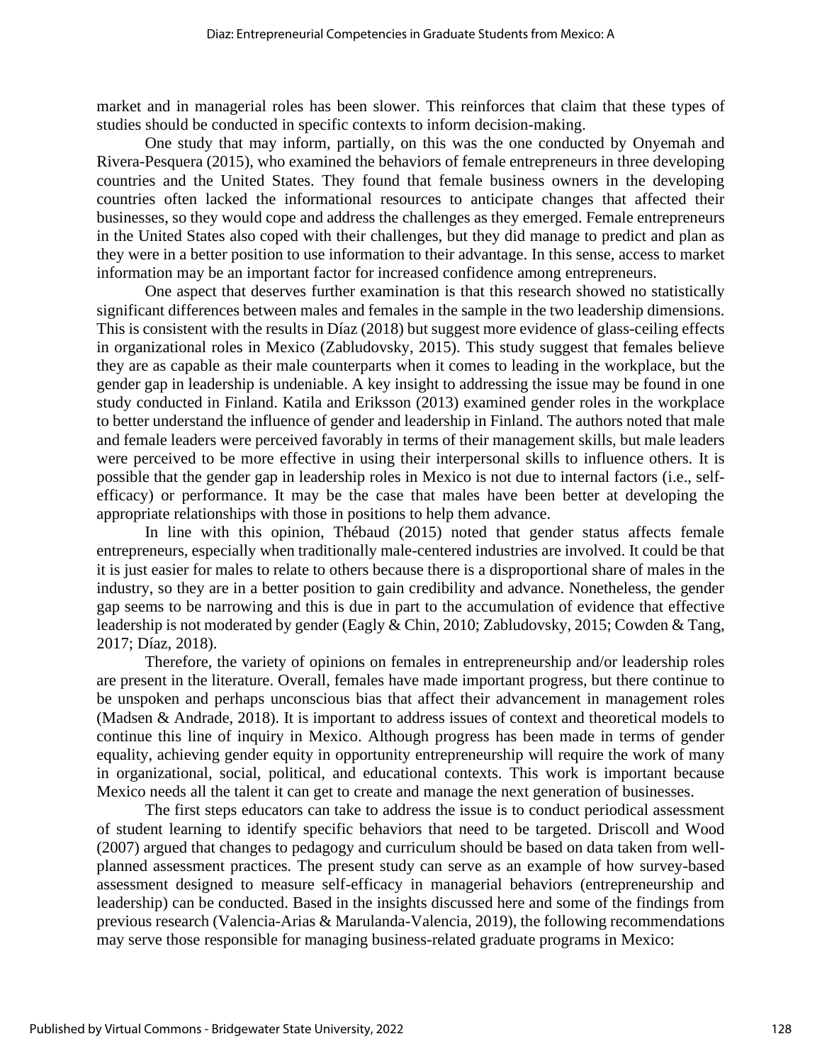market and in managerial roles has been slower. This reinforces that claim that these types of studies should be conducted in specific contexts to inform decision-making.

One study that may inform, partially, on this was the one conducted by Onyemah and Rivera-Pesquera (2015), who examined the behaviors of female entrepreneurs in three developing countries and the United States. They found that female business owners in the developing countries often lacked the informational resources to anticipate changes that affected their businesses, so they would cope and address the challenges as they emerged. Female entrepreneurs in the United States also coped with their challenges, but they did manage to predict and plan as they were in a better position to use information to their advantage. In this sense, access to market information may be an important factor for increased confidence among entrepreneurs.

One aspect that deserves further examination is that this research showed no statistically significant differences between males and females in the sample in the two leadership dimensions. This is consistent with the results in Díaz (2018) but suggest more evidence of glass-ceiling effects in organizational roles in Mexico (Zabludovsky, 2015). This study suggest that females believe they are as capable as their male counterparts when it comes to leading in the workplace, but the gender gap in leadership is undeniable. A key insight to addressing the issue may be found in one study conducted in Finland. Katila and Eriksson (2013) examined gender roles in the workplace to better understand the influence of gender and leadership in Finland. The authors noted that male and female leaders were perceived favorably in terms of their management skills, but male leaders were perceived to be more effective in using their interpersonal skills to influence others. It is possible that the gender gap in leadership roles in Mexico is not due to internal factors (i.e., self-efficacy) or performance. It may be the case that males have been better at developing the appropriate relationships with those in positions to help them advance.

In line with this opinion, Thébaud (2015) noted that gender status affects female entrepreneurs, especially when traditionally male-centered industries are involved. It could be that it is just easier for males to relate to others because there is a disproportional share of males in the industry, so they are in a better position to gain credibility and advance. Nonetheless, the gender gap seems to be narrowing and this is due in part to the accumulation of evidence that effective leadership is not moderated by gender (Eagly & Chin, 2010; Zabludovsky, 2015; Cowden & Tang, 2017; Díaz, 2018).

Therefore, the variety of opinions on females in entrepreneurship and/or leadership roles are present in the literature. Overall, females have made important progress, but there continue to be unspoken and perhaps unconscious bias that affect their advancement in management roles (Madsen & Andrade, 2018). It is important to address issues of context and theoretical models to continue this line of inquiry in Mexico. Although progress has been made in terms of gender equality, achieving gender equity in opportunity entrepreneurship will require the work of many in organizational, social, political, and educational contexts. This work is important because Mexico needs all the talent it can get to create and manage the next generation of businesses.

The first steps educators can take to address the issue is to conduct periodical assessment of student learning to identify specific behaviors that need to be targeted. Driscoll and Wood (2007) argued that changes to pedagogy and curriculum should be based on data taken from well-planned assessment practices. The present study can serve as an example of how survey-based assessment designed to measure self-efficacy in managerial behaviors (entrepreneurship and leadership) can be conducted. Based in the insights discussed here and some of the findings from previous research (Valencia-Arias & Marulanda-Valencia, 2019), the following recommendations may serve those responsible for managing business-related graduate programs in Mexico: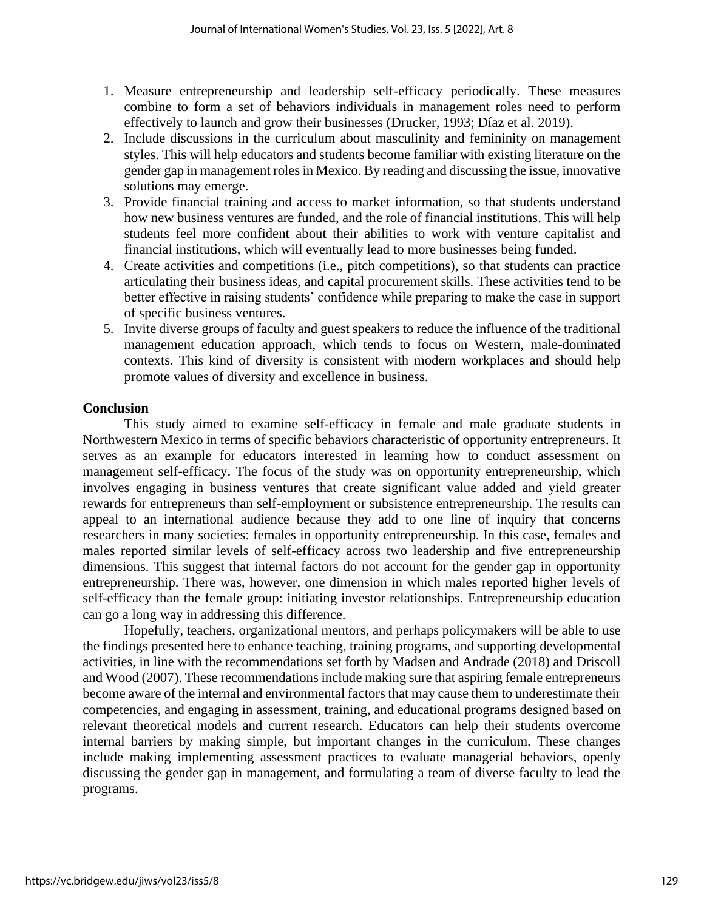1. Measure entrepreneurship and leadership self-efficacy periodically. These measures combine to form a set of behaviors individuals in management roles need to perform effectively to launch and grow their businesses (Drucker, 1993; Díaz et al. 2019).
2. Include discussions in the curriculum about masculinity and femininity on management styles. This will help educators and students become familiar with existing literature on the gender gap in management roles in Mexico. By reading and discussing the issue, innovative solutions may emerge.
3. Provide financial training and access to market information, so that students understand how new business ventures are funded, and the role of financial institutions. This will help students feel more confident about their abilities to work with venture capitalist and financial institutions, which will eventually lead to more businesses being funded.
4. Create activities and competitions (i.e., pitch competitions), so that students can practice articulating their business ideas, and capital procurement skills. These activities tend to be better effective in raising students' confidence while preparing to make the case in support of specific business ventures.
5. Invite diverse groups of faculty and guest speakers to reduce the influence of the traditional management education approach, which tends to focus on Western, male-dominated contexts. This kind of diversity is consistent with modern workplaces and should help promote values of diversity and excellence in business.

## Conclusion

This study aimed to examine self-efficacy in female and male graduate students in Northwestern Mexico in terms of specific behaviors characteristic of opportunity entrepreneurs. It serves as an example for educators interested in learning how to conduct assessment on management self-efficacy. The focus of the study was on opportunity entrepreneurship, which involves engaging in business ventures that create significant value added and yield greater rewards for entrepreneurs than self-employment or subsistence entrepreneurship. The results can appeal to an international audience because they add to one line of inquiry that concerns researchers in many societies: females in opportunity entrepreneurship. In this case, females and males reported similar levels of self-efficacy across two leadership and five entrepreneurship dimensions. This suggest that internal factors do not account for the gender gap in opportunity entrepreneurship. There was, however, one dimension in which males reported higher levels of self-efficacy than the female group: initiating investor relationships. Entrepreneurship education can go a long way in addressing this difference.

Hopefully, teachers, organizational mentors, and perhaps policymakers will be able to use the findings presented here to enhance teaching, training programs, and supporting developmental activities, in line with the recommendations set forth by Madsen and Andrade (2018) and Driscoll and Wood (2007). These recommendations include making sure that aspiring female entrepreneurs become aware of the internal and environmental factors that may cause them to underestimate their competencies, and engaging in assessment, training, and educational programs designed based on relevant theoretical models and current research. Educators can help their students overcome internal barriers by making simple, but important changes in the curriculum. These changes include making implementing assessment practices to evaluate managerial behaviors, openly discussing the gender gap in management, and formulating a team of diverse faculty to lead the programs.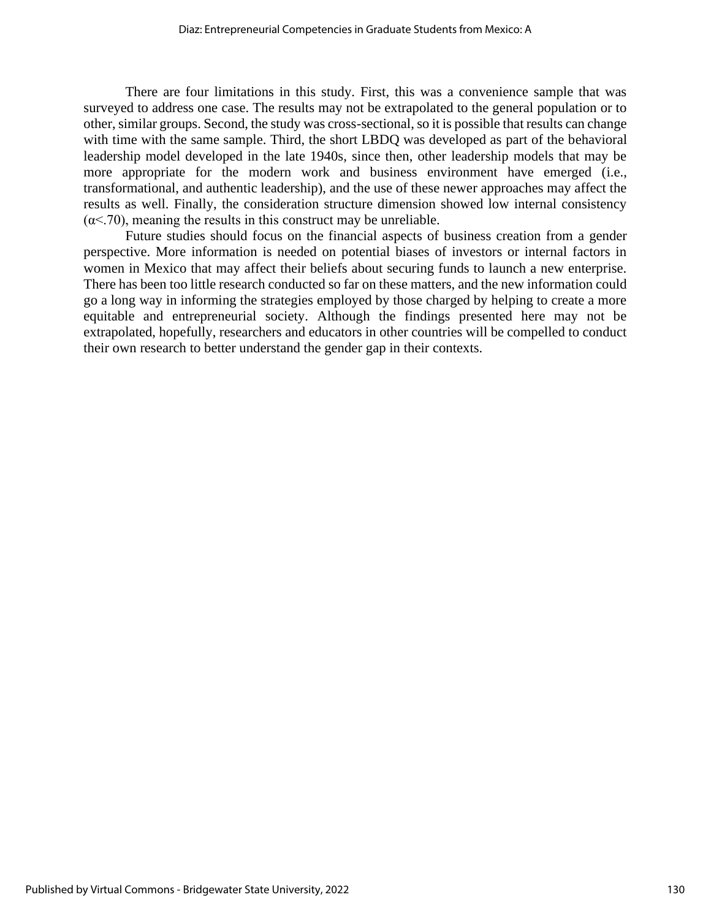There are four limitations in this study. First, this was a convenience sample that was surveyed to address one case. The results may not be extrapolated to the general population or to other, similar groups. Second, the study was cross-sectional, so it is possible that results can change with time with the same sample. Third, the short LBDQ was developed as part of the behavioral leadership model developed in the late 1940s, since then, other leadership models that may be more appropriate for the modern work and business environment have emerged (i.e., transformational, and authentic leadership), and the use of these newer approaches may affect the results as well. Finally, the consideration structure dimension showed low internal consistency ($\alpha$<.70), meaning the results in this construct may be unreliable.

Future studies should focus on the financial aspects of business creation from a gender perspective. More information is needed on potential biases of investors or internal factors in women in Mexico that may affect their beliefs about securing funds to launch a new enterprise. There has been too little research conducted so far on these matters, and the new information could go a long way in informing the strategies employed by those charged by helping to create a more equitable and entrepreneurial society. Although the findings presented here may not be extrapolated, hopefully, researchers and educators in other countries will be compelled to conduct their own research to better understand the gender gap in their contexts.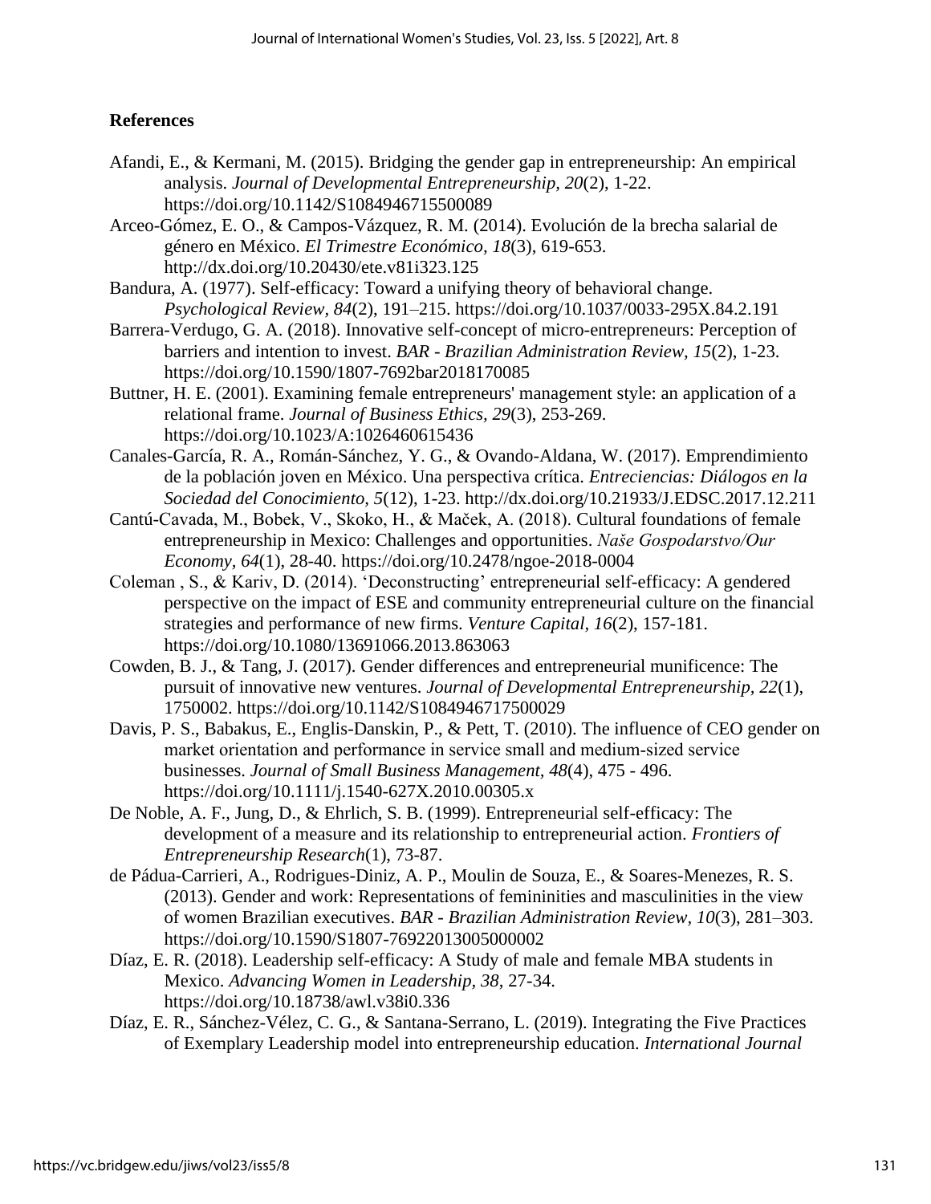## References

Afandi, E., & Kermani, M. (2015). Bridging the gender gap in entrepreneurship: An empirical analysis. *Journal of Developmental Entrepreneurship, 20*(2), 1-22. https://doi.org/10.1142/S1084946715500089

Arceo-Gómez, E. O., & Campos-Vázquez, R. M. (2014). Evolución de la brecha salarial de género en México. *El Trimestre Económico, 18*(3), 619-653. http://dx.doi.org/10.20430/ete.v81i323.125

Bandura, A. (1977). Self-efficacy: Toward a unifying theory of behavioral change. *Psychological Review, 84*(2), 191–215. https://doi.org/10.1037/0033-295X.84.2.191

Barrera-Verdugo, G. A. (2018). Innovative self-concept of micro-entrepreneurs: Perception of barriers and intention to invest. *BAR - Brazilian Administration Review, 15*(2), 1-23. https://doi.org/10.1590/1807-7692bar2018170085

Buttner, H. E. (2001). Examining female entrepreneurs' management style: an application of a relational frame. *Journal of Business Ethics, 29*(3), 253-269. https://doi.org/10.1023/A:1026460615436

Canales-García, R. A., Román-Sánchez, Y. G., & Ovando-Aldana, W. (2017). Emprendimiento de la población joven en México. Una perspectiva crítica. *Entreciencias: Diálogos en la Sociedad del Conocimiento, 5*(12), 1-23. http://dx.doi.org/10.21933/J.EDSC.2017.12.211

Cantú-Cavada, M., Bobek, V., Skoko, H., & Maček, A. (2018). Cultural foundations of female entrepreneurship in Mexico: Challenges and opportunities. *Naše Gospodarstvo/Our Economy, 64*(1), 28-40. https://doi.org/10.2478/ngoe-2018-0004

Coleman , S., & Kariv, D. (2014). 'Deconstructing' entrepreneurial self-efficacy: A gendered perspective on the impact of ESE and community entrepreneurial culture on the financial strategies and performance of new firms. *Venture Capital, 16*(2), 157-181. https://doi.org/10.1080/13691066.2013.863063

Cowden, B. J., & Tang, J. (2017). Gender differences and entrepreneurial munificence: The pursuit of innovative new ventures. *Journal of Developmental Entrepreneurship, 22*(1), 1750002. https://doi.org/10.1142/S1084946717500029

Davis, P. S., Babakus, E., Englis-Danskin, P., & Pett, T. (2010). The influence of CEO gender on market orientation and performance in service small and medium-sized service businesses. *Journal of Small Business Management, 48*(4), 475 - 496. https://doi.org/10.1111/j.1540-627X.2010.00305.x

De Noble, A. F., Jung, D., & Ehrlich, S. B. (1999). Entrepreneurial self-efficacy: The development of a measure and its relationship to entrepreneurial action. *Frontiers of Entrepreneurship Research*(1), 73-87.

de Pádua-Carrieri, A., Rodrigues-Diniz, A. P., Moulin de Souza, E., & Soares-Menezes, R. S. (2013). Gender and work: Representations of femininities and masculinities in the view of women Brazilian executives. *BAR - Brazilian Administration Review, 10*(3), 281–303. https://doi.org/10.1590/S1807-76922013005000002

Díaz, E. R. (2018). Leadership self-efficacy: A Study of male and female MBA students in Mexico. *Advancing Women in Leadership, 38*, 27-34. https://doi.org/10.18738/awl.v38i0.336

Díaz, E. R., Sánchez-Vélez, C. G., & Santana-Serrano, L. (2019). Integrating the Five Practices of Exemplary Leadership model into entrepreneurship education. *International Journal*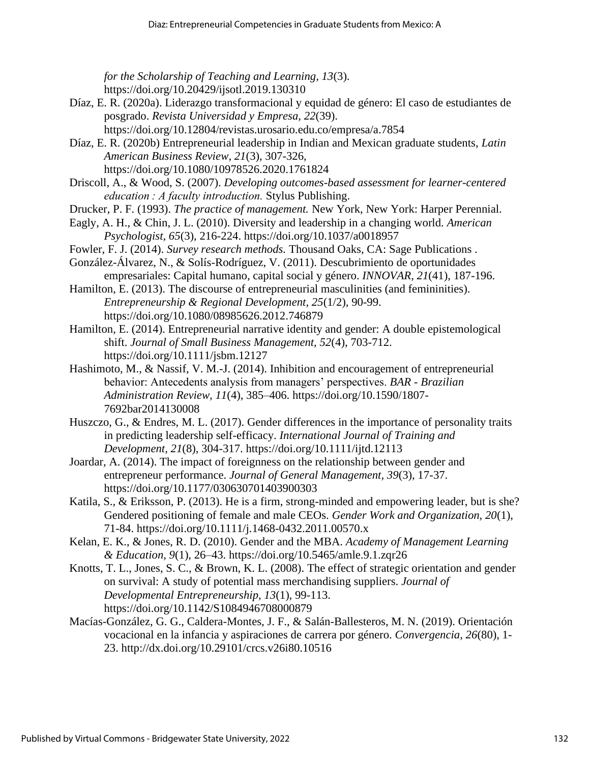*for the Scholarship of Teaching and Learning, 13*(3). https://doi.org/10.20429/ijsotl.2019.130310

Díaz, E. R. (2020a). Liderazgo transformacional y equidad de género: El caso de estudiantes de posgrado. *Revista Universidad y Empresa, 22*(39). https://doi.org/10.12804/revistas.urosario.edu.co/empresa/a.7854

Díaz, E. R. (2020b) Entrepreneurial leadership in Indian and Mexican graduate students, *Latin American Business Review, 21*(3), 307-326, https://doi.org/10.1080/10978526.2020.1761824

Driscoll, A., & Wood, S. (2007). *Developing outcomes-based assessment for learner-centered education : A faculty introduction.* Stylus Publishing.

Drucker, P. F. (1993). *The practice of management.* New York, New York: Harper Perennial.

Eagly, A. H., & Chin, J. L. (2010). Diversity and leadership in a changing world. *American Psychologist, 65*(3), 216-224. https://doi.org/10.1037/a0018957

Fowler, F. J. (2014). *Survey research methods.* Thousand Oaks, CA: Sage Publications .

González-Álvarez, N., & Solís-Rodríguez, V. (2011). Descubrimiento de oportunidades empresariales: Capital humano, capital social y género. *INNOVAR, 21*(41), 187-196.

Hamilton, E. (2013). The discourse of entrepreneurial masculinities (and femininities). *Entrepreneurship & Regional Development, 25*(1/2), 90-99. https://doi.org/10.1080/08985626.2012.746879

Hamilton, E. (2014). Entrepreneurial narrative identity and gender: A double epistemological shift. *Journal of Small Business Management, 52*(4), 703-712. https://doi.org/10.1111/jsbm.12127

Hashimoto, M., & Nassif, V. M.-J. (2014). Inhibition and encouragement of entrepreneurial behavior: Antecedents analysis from managers' perspectives. *BAR - Brazilian Administration Review, 11*(4), 385–406. https://doi.org/10.1590/1807-7692bar2014130008

Huszczo, G., & Endres, M. L. (2017). Gender differences in the importance of personality traits in predicting leadership self-efficacy. *International Journal of Training and Development, 21*(8), 304-317. https://doi.org/10.1111/ijtd.12113

Joardar, A. (2014). The impact of foreignness on the relationship between gender and entrepreneur performance. *Journal of General Management, 39*(3), 17-37. https://doi.org/10.1177/030630701403900303

Katila, S., & Eriksson, P. (2013). He is a firm, strong-minded and empowering leader, but is she? Gendered positioning of female and male CEOs. *Gender Work and Organization, 20*(1), 71-84. https://doi.org/10.1111/j.1468-0432.2011.00570.x

Kelan, E. K., & Jones, R. D. (2010). Gender and the MBA. *Academy of Management Learning & Education, 9*(1), 26–43. https://doi.org/10.5465/amle.9.1.zqr26

Knotts, T. L., Jones, S. C., & Brown, K. L. (2008). The effect of strategic orientation and gender on survival: A study of potential mass merchandising suppliers. *Journal of Developmental Entrepreneurship, 13*(1), 99-113. https://doi.org/10.1142/S1084946708000879

Macías-González, G. G., Caldera-Montes, J. F., & Salán-Ballesteros, M. N. (2019). Orientación vocacional en la infancia y aspiraciones de carrera por género. *Convergencia, 26*(80), 1-23. http://dx.doi.org/10.29101/crcs.v26i80.10516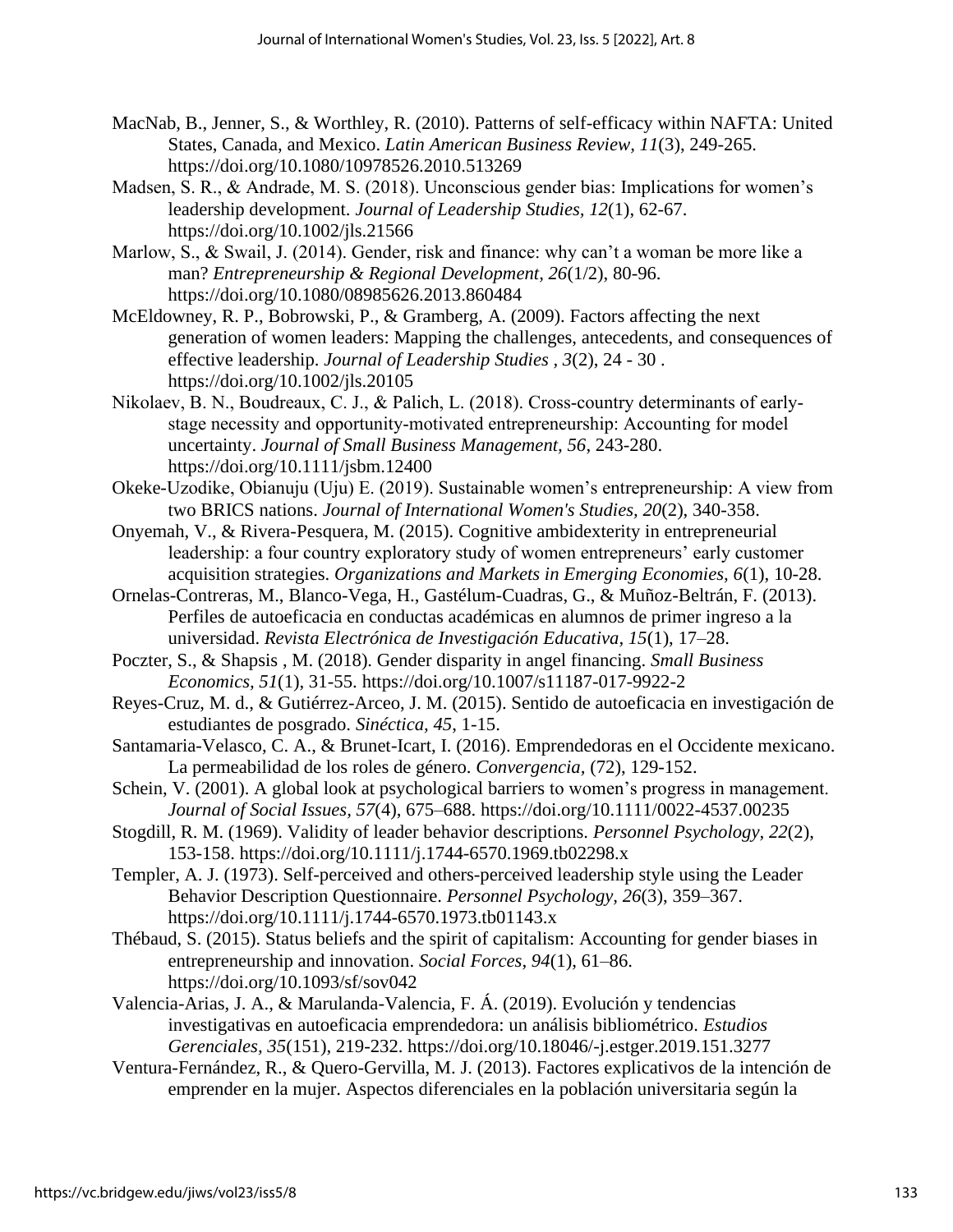MacNab, B., Jenner, S., & Worthley, R. (2010). Patterns of self-efficacy within NAFTA: United States, Canada, and Mexico. *Latin American Business Review, 11*(3), 249-265. https://doi.org/10.1080/10978526.2010.513269

Madsen, S. R., & Andrade, M. S. (2018). Unconscious gender bias: Implications for women's leadership development. *Journal of Leadership Studies, 12*(1), 62-67. https://doi.org/10.1002/jls.21566

Marlow, S., & Swail, J. (2014). Gender, risk and finance: why can't a woman be more like a man? *Entrepreneurship & Regional Development, 26*(1/2), 80-96. https://doi.org/10.1080/08985626.2013.860484

McEldowney, R. P., Bobrowski, P., & Gramberg, A. (2009). Factors affecting the next generation of women leaders: Mapping the challenges, antecedents, and consequences of effective leadership. *Journal of Leadership Studies , 3*(2), 24 - 30 . https://doi.org/10.1002/jls.20105

Nikolaev, B. N., Boudreaux, C. J., & Palich, L. (2018). Cross-country determinants of early-stage necessity and opportunity-motivated entrepreneurship: Accounting for model uncertainty. *Journal of Small Business Management, 56*, 243-280. https://doi.org/10.1111/jsbm.12400

Okeke-Uzodike, Obianuju (Uju) E. (2019). Sustainable women's entrepreneurship: A view from two BRICS nations. *Journal of International Women's Studies, 20*(2), 340-358.

Onyemah, V., & Rivera-Pesquera, M. (2015). Cognitive ambidexterity in entrepreneurial leadership: a four country exploratory study of women entrepreneurs' early customer acquisition strategies. *Organizations and Markets in Emerging Economies, 6*(1), 10-28.

Ornelas-Contreras, M., Blanco-Vega, H., Gastélum-Cuadras, G., & Muñoz-Beltrán, F. (2013). Perfiles de autoeficacia en conductas académicas en alumnos de primer ingreso a la universidad. *Revista Electrónica de Investigación Educativa, 15*(1), 17–28.

Poczter, S., & Shapsis , M. (2018). Gender disparity in angel financing. *Small Business Economics, 51*(1), 31-55. https://doi.org/10.1007/s11187-017-9922-2

Reyes-Cruz, M. d., & Gutiérrez-Arceo, J. M. (2015). Sentido de autoeficacia en investigación de estudiantes de posgrado. *Sinéctica, 45*, 1-15.

Santamaria-Velasco, C. A., & Brunet-Icart, I. (2016). Emprendedoras en el Occidente mexicano. La permeabilidad de los roles de género. *Convergencia*, (72), 129-152.

Schein, V. (2001). A global look at psychological barriers to women's progress in management. *Journal of Social Issues, 57*(4), 675–688. https://doi.org/10.1111/0022-4537.00235

Stogdill, R. M. (1969). Validity of leader behavior descriptions. *Personnel Psychology, 22*(2), 153-158. https://doi.org/10.1111/j.1744-6570.1969.tb02298.x

Templer, A. J. (1973). Self-perceived and others-perceived leadership style using the Leader Behavior Description Questionnaire. *Personnel Psychology, 26*(3), 359–367. https://doi.org/10.1111/j.1744-6570.1973.tb01143.x

Thébaud, S. (2015). Status beliefs and the spirit of capitalism: Accounting for gender biases in entrepreneurship and innovation. *Social Forces, 94*(1), 61–86. https://doi.org/10.1093/sf/sov042

Valencia-Arias, J. A., & Marulanda-Valencia, F. Á. (2019). Evolución y tendencias investigativas en autoeficacia emprendedora: un análisis bibliométrico. *Estudios Gerenciales, 35*(151), 219-232. https://doi.org/10.18046/-j.estger.2019.151.3277

Ventura-Fernández, R., & Quero-Gervilla, M. J. (2013). Factores explicativos de la intención de emprender en la mujer. Aspectos diferenciales en la población universitaria según la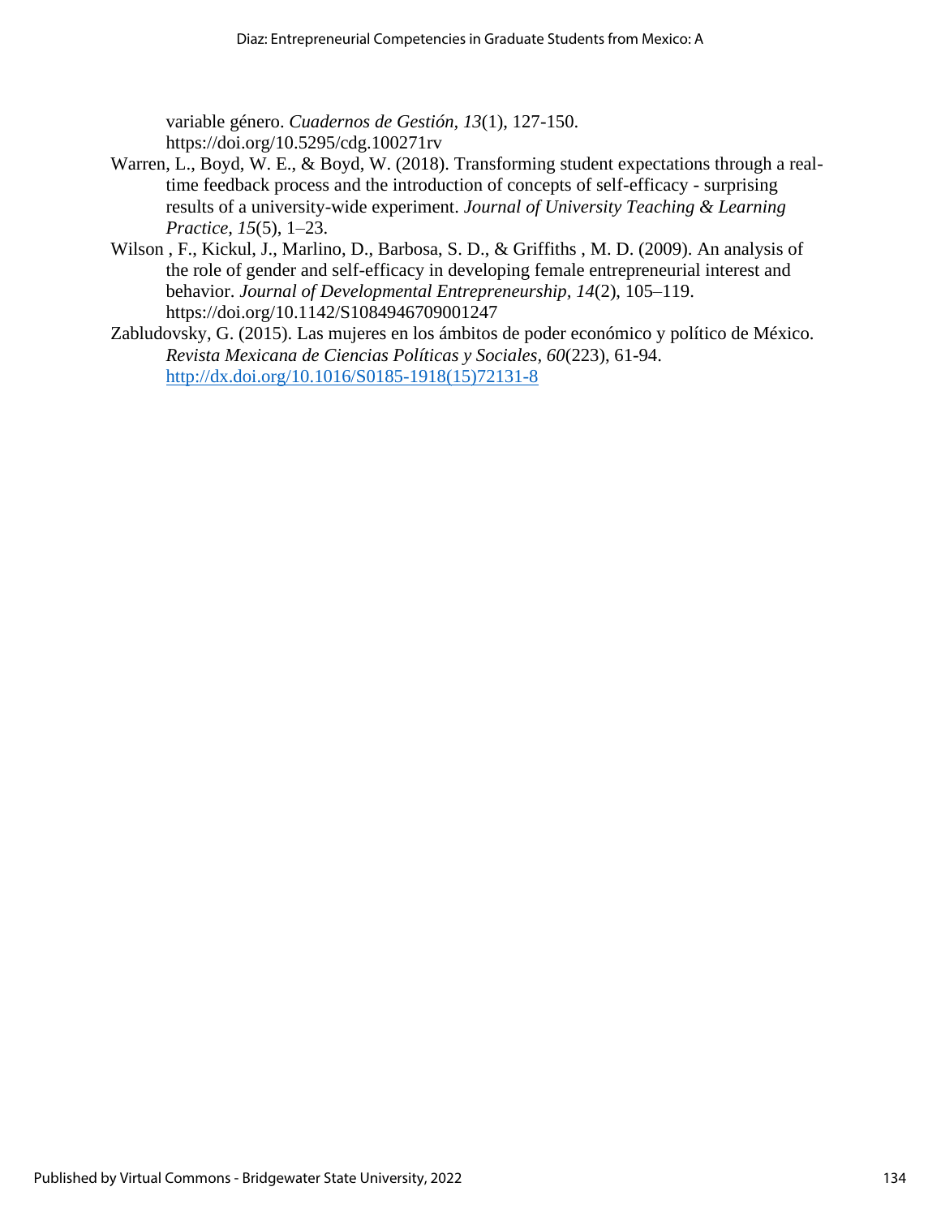variable género. *Cuadernos de Gestión*, *13*(1), 127-150. https://doi.org/10.5295/cdg.100271rv

Warren, L., Boyd, W. E., & Boyd, W. (2018). Transforming student expectations through a real-time feedback process and the introduction of concepts of self-efficacy - surprising results of a university-wide experiment. *Journal of University Teaching & Learning Practice*, *15*(5), 1–23.

Wilson , F., Kickul, J., Marlino, D., Barbosa, S. D., & Griffiths , M. D. (2009). An analysis of the role of gender and self-efficacy in developing female entrepreneurial interest and behavior. *Journal of Developmental Entrepreneurship*, *14*(2), 105–119. https://doi.org/10.1142/S1084946709001247

Zabludovsky, G. (2015). Las mujeres en los ámbitos de poder económico y político de México. *Revista Mexicana de Ciencias Políticas y Sociales*, *60*(223), 61-94. http://dx.doi.org/10.1016/S0185-1918(15)72131-8